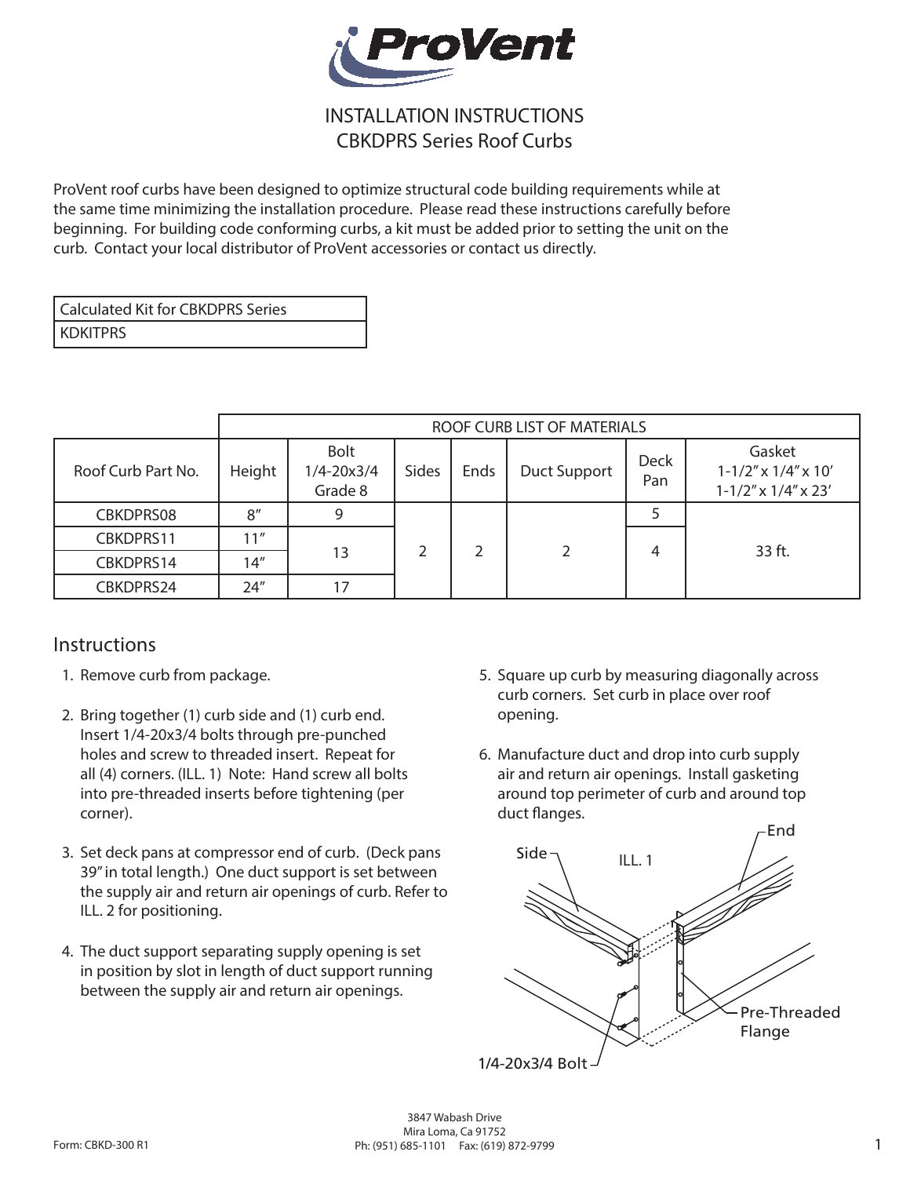# ProVent

## INSTALLATION INSTRUCTIONS
## CBKDPRS Series Roof Curbs

ProVent roof curbs have been designed to optimize structural code building requirements while at the same time minimizing the installation procedure. Please read these instructions carefully before beginning. For building code conforming curbs, a kit must be added prior to setting the unit on the curb. Contact your local distributor of ProVent accessories or contact us directly.

| Calculated Kit for CBKDPRS Series |
|---|
| KDKITPRS |

| | ROOF CURB LIST OF MATERIALS | | | | | | |
|---|---|---|---|---|---|---|---|
| Roof Curb Part No. | Height | Bolt 1/4-20x3/4 Grade 8 | Sides | Ends | Duct Support | Deck Pan | Gasket 1-1/2" x 1/4" x 10' 1-1/2" x 1/4" x 23' |
| CBKDPRS08 | 8" | 9 | 2 | 2 | 2 | 5 | 33 ft. |
| CBKDPRS11 | 11" | 13 | | | | 4 | |
| CBKDPRS14 | 14" | | | | | | |
| CBKDPRS24 | 24" | 17 | | | | | |

## Instructions

1. Remove curb from package.
2. Bring together (1) curb side and (1) curb end. Insert 1/4-20x3/4 bolts through pre-punched holes and screw to threaded insert. Repeat for all (4) corners. (ILL. 1) Note: Hand screw all bolts into pre-threaded inserts before tightening (per corner).
3. Set deck pans at compressor end of curb. (Deck pans 39" in total length.) One duct support is set between the supply air and return air openings of curb. Refer to ILL. 2 for positioning.
4. The duct support separating supply opening is set in position by slot in length of duct support running between the supply air and return air openings.
5. Square up curb by measuring diagonally across curb corners. Set curb in place over roof opening.
6. Manufacture duct and drop into curb supply air and return air openings. Install gasketing around top perimeter of curb and around top duct flanges.

ILL. 1

Side, End, Pre-Threaded Flange, 1/4-20x3/4 Bolt

Form: CBKD-300 R1

3847 Wabash Drive
Mira Loma, Ca 91752
Ph: (951) 685-1101 Fax: (619) 872-9799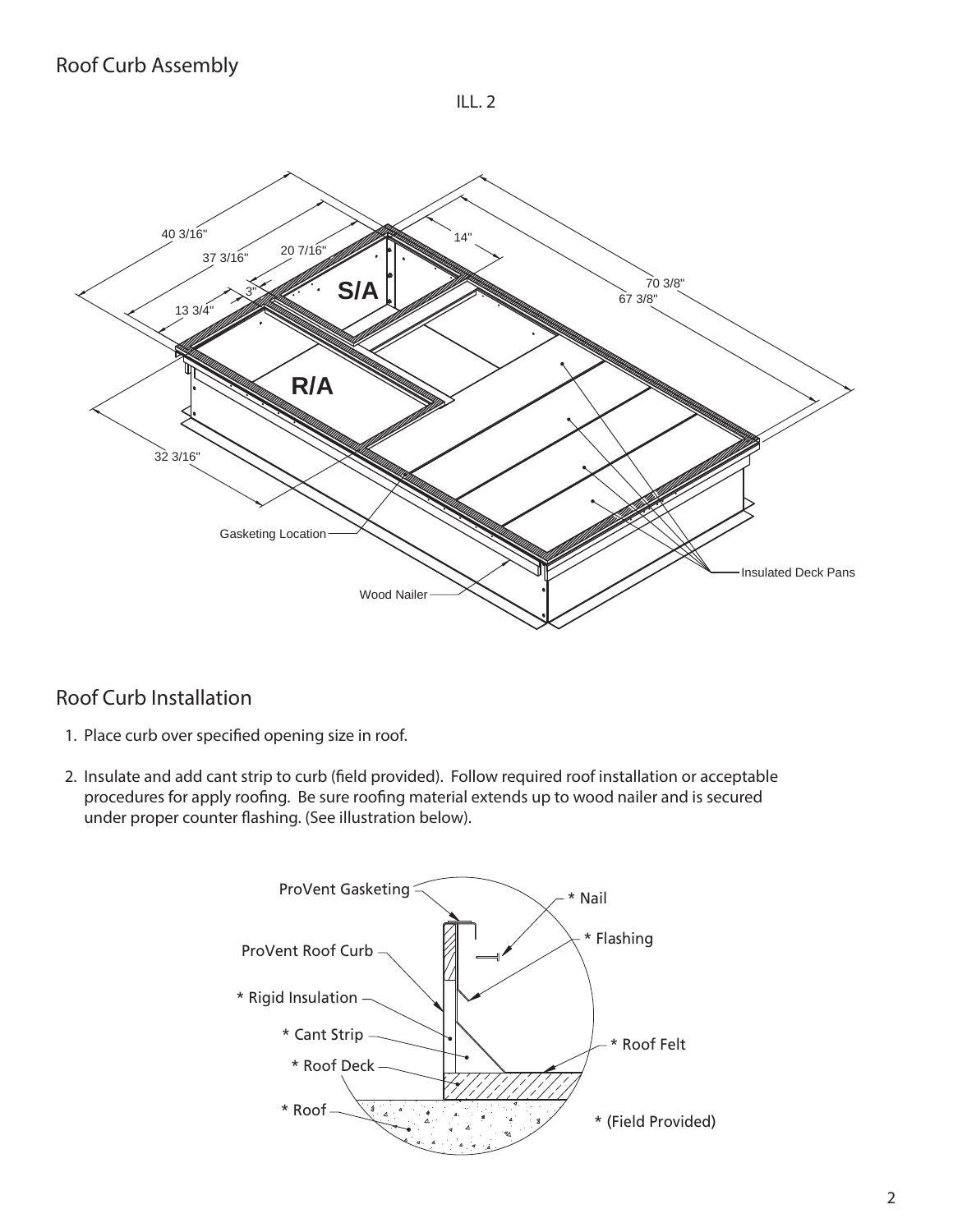## Roof Curb Assembly

ILL. 2

40 3/16"
37 3/16"
20 7/16"
14"
3"
13 3/4"
S/A
R/A
70 3/8"
67 3/8"
32 3/16"
Gasketing Location
Wood Nailer
Insulated Deck Pans

## Roof Curb Installation

1. Place curb over specified opening size in roof.
2. Insulate and add cant strip to curb (field provided). Follow required roof installation or acceptable procedures for apply roofing. Be sure roofing material extends up to wood nailer and is secured under proper counter flashing. (See illustration below).

ProVent Gasketing
* Nail
* Flashing
ProVent Roof Curb
* Rigid Insulation
* Cant Strip
* Roof Felt
* Roof Deck
* Roof
* (Field Provided)